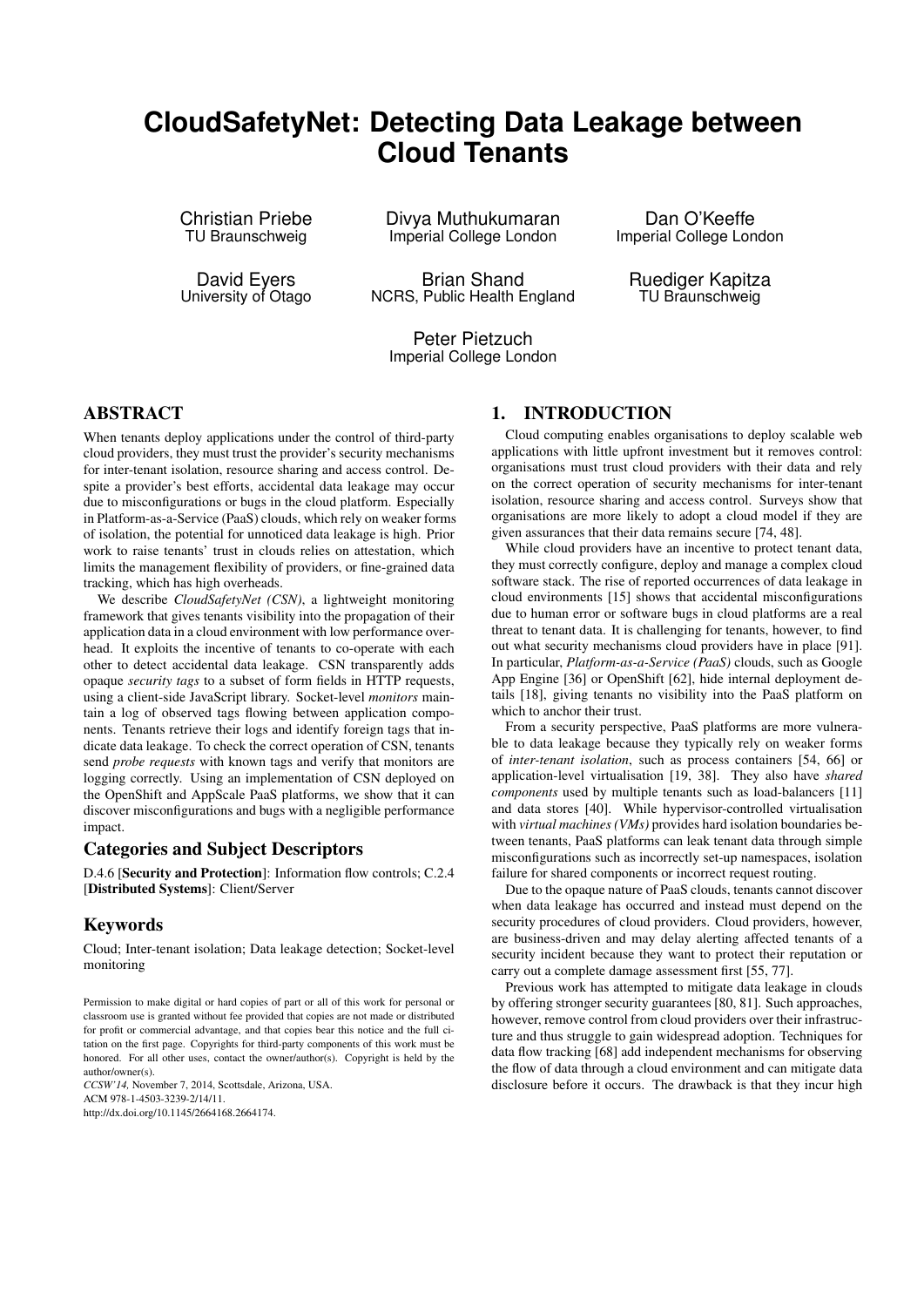# CloudSafetyNet: Detecting Data Leakage between Cloud Tenants

Christian Priebe
TU Braunschweig

Divya Muthukumaran
Imperial College London

Dan O'Keeffe
Imperial College London

David Eyers
University of Otago

Brian Shand
NCRS, Public Health England

Ruediger Kapitza
TU Braunschweig

Peter Pietzuch
Imperial College London

## ABSTRACT

When tenants deploy applications under the control of third-party cloud providers, they must trust the provider's security mechanisms for inter-tenant isolation, resource sharing and access control. Despite a provider's best efforts, accidental data leakage may occur due to misconfigurations or bugs in the cloud platform. Especially in Platform-as-a-Service (PaaS) clouds, which rely on weaker forms of isolation, the potential for unnoticed data leakage is high. Prior work to raise tenants' trust in clouds relies on attestation, which limits the management flexibility of providers, or fine-grained data tracking, which has high overheads.

We describe *CloudSafetyNet (CSN)*, a lightweight monitoring framework that gives tenants visibility into the propagation of their application data in a cloud environment with low performance overhead. It exploits the incentive of tenants to co-operate with each other to detect accidental data leakage. CSN transparently adds opaque *security tags* to a subset of form fields in HTTP requests, using a client-side JavaScript library. Socket-level *monitors* maintain a log of observed tags flowing between application components. Tenants retrieve their logs and identify foreign tags that indicate data leakage. To check the correct operation of CSN, tenants send *probe requests* with known tags and verify that monitors are logging correctly. Using an implementation of CSN deployed on the OpenShift and AppScale PaaS platforms, we show that it can discover misconfigurations and bugs with a negligible performance impact.

### Categories and Subject Descriptors

D.4.6 [**Security and Protection**]: Information flow controls; C.2.4 [**Distributed Systems**]: Client/Server

### Keywords

Cloud; Inter-tenant isolation; Data leakage detection; Socket-level monitoring

Permission to make digital or hard copies of part or all of this work for personal or classroom use is granted without fee provided that copies are not made or distributed for profit or commercial advantage, and that copies bear this notice and the full citation on the first page. Copyrights for third-party components of this work must be honored. For all other uses, contact the owner/author(s). Copyright is held by the author/owner(s).
*CCSW'14,* November 7, 2014, Scottsdale, Arizona, USA.
ACM 978-1-4503-3239-2/14/11.
http://dx.doi.org/10.1145/2664168.2664174.

## 1. INTRODUCTION

Cloud computing enables organisations to deploy scalable web applications with little upfront investment but it removes control: organisations must trust cloud providers with their data and rely on the correct operation of security mechanisms for inter-tenant isolation, resource sharing and access control. Surveys show that organisations are more likely to adopt a cloud model if they are given assurances that their data remains secure [74, 48].

While cloud providers have an incentive to protect tenant data, they must correctly configure, deploy and manage a complex cloud software stack. The rise of reported occurrences of data leakage in cloud environments [15] shows that accidental misconfigurations due to human error or software bugs in cloud platforms are a real threat to tenant data. It is challenging for tenants, however, to find out what security mechanisms cloud providers have in place [91]. In particular, *Platform-as-a-Service (PaaS)* clouds, such as Google App Engine [36] or OpenShift [62], hide internal deployment details [18], giving tenants no visibility into the PaaS platform on which to anchor their trust.

From a security perspective, PaaS platforms are more vulnerable to data leakage because they typically rely on weaker forms of *inter-tenant isolation*, such as process containers [54, 66] or application-level virtualisation [19, 38]. They also have *shared components* used by multiple tenants such as load-balancers [11] and data stores [40]. While hypervisor-controlled virtualisation with *virtual machines (VMs)* provides hard isolation boundaries between tenants, PaaS platforms can leak tenant data through simple misconfigurations such as incorrectly set-up namespaces, isolation failure for shared components or incorrect request routing.

Due to the opaque nature of PaaS clouds, tenants cannot discover when data leakage has occurred and instead must depend on the security procedures of cloud providers. Cloud providers, however, are business-driven and may delay alerting affected tenants of a security incident because they want to protect their reputation or carry out a complete damage assessment first [55, 77].

Previous work has attempted to mitigate data leakage in clouds by offering stronger security guarantees [80, 81]. Such approaches, however, remove control from cloud providers over their infrastructure and thus struggle to gain widespread adoption. Techniques for data flow tracking [68] add independent mechanisms for observing the flow of data through a cloud environment and can mitigate data disclosure before it occurs. The drawback is that they incur high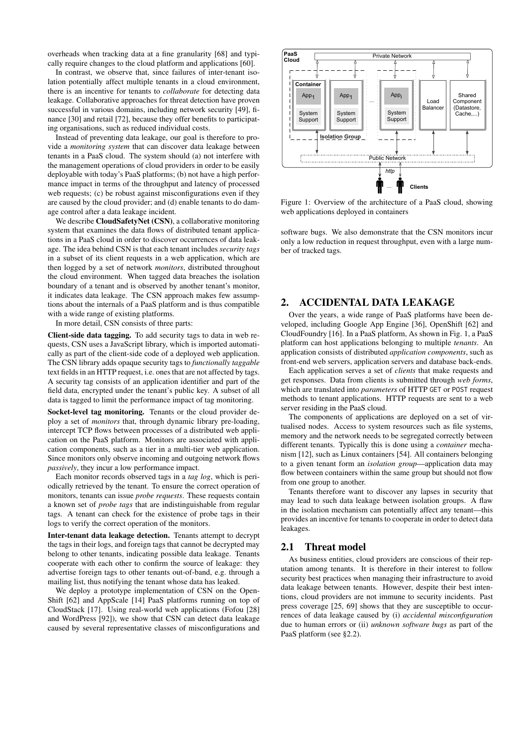overheads when tracking data at a fine granularity [68] and typically require changes to the cloud platform and applications [60].

In contrast, we observe that, since failures of inter-tenant isolation potentially affect multiple tenants in a cloud environment, there is an incentive for tenants to *collaborate* for detecting data leakage. Collaborative approaches for threat detection have proven successful in various domains, including network security [49], finance [30] and retail [72], because they offer benefits to participating organisations, such as reduced individual costs.

Instead of preventing data leakage, our goal is therefore to provide a *monitoring system* that can discover data leakage between tenants in a PaaS cloud. The system should (a) not interfere with the management operations of cloud providers in order to be easily deployable with today's PaaS platforms; (b) not have a high performance impact in terms of the throughput and latency of processed web requests; (c) be robust against misconfigurations even if they are caused by the cloud provider; and (d) enable tenants to do damage control after a data leakage incident.

We describe **CloudSafetyNet (CSN)**, a collaborative monitoring system that examines the data flows of distributed tenant applications in a PaaS cloud in order to discover occurrences of data leakage. The idea behind CSN is that each tenant includes *security tags* in a subset of its client requests in a web application, which are then logged by a set of network *monitors*, distributed throughout the cloud environment. When tagged data breaches the isolation boundary of a tenant and is observed by another tenant's monitor, it indicates data leakage. The CSN approach makes few assumptions about the internals of a PaaS platform and is thus compatible with a wide range of existing platforms.

In more detail, CSN consists of three parts:

**Client-side data tagging.** To add security tags to data in web requests, CSN uses a JavaScript library, which is imported automatically as part of the client-side code of a deployed web application. The CSN library adds opaque security tags to *functionally taggable* text fields in an HTTP request, i.e. ones that are not affected by tags. A security tag consists of an application identifier and part of the field data, encrypted under the tenant's public key. A subset of all data is tagged to limit the performance impact of tag monitoring.

**Socket-level tag monitoring.** Tenants or the cloud provider deploy a set of *monitors* that, through dynamic library pre-loading, intercept TCP flows between processes of a distributed web application on the PaaS platform. Monitors are associated with application components, such as a tier in a multi-tier web application. Since monitors only observe incoming and outgoing network flows *passively*, they incur a low performance impact.

Each monitor records observed tags in a *tag log*, which is periodically retrieved by the tenant. To ensure the correct operation of monitors, tenants can issue *probe requests*. These requests contain a known set of *probe tags* that are indistinguishable from regular tags. A tenant can check for the existence of probe tags in their logs to verify the correct operation of the monitors.

**Inter-tenant data leakage detection.** Tenants attempt to decrypt the tags in their logs, and foreign tags that cannot be decrypted may belong to other tenants, indicating possible data leakage. Tenants cooperate with each other to confirm the source of leakage: they advertise foreign tags to other tenants out-of-band, e.g. through a mailing list, thus notifying the tenant whose data has leaked.

We deploy a prototype implementation of CSN on the OpenShift [62] and AppScale [14] PaaS platforms running on top of CloudStack [17]. Using real-world web applications (Fofou [28] and WordPress [92]), we show that CSN can detect data leakage caused by several representative classes of misconfigurations and software bugs. We also demonstrate that the CSN monitors incur only a low reduction in request throughput, even with a large number of tracked tags.

Figure 1: Overview of the architecture of a PaaS cloud, showing web applications deployed in containers

## 2. ACCIDENTAL DATA LEAKAGE

Over the years, a wide range of PaaS platforms have been developed, including Google App Engine [36], OpenShift [62] and CloudFoundry [16]. In a PaaS platform, As shown in Fig. 1, a PaaS platform can host applications belonging to multiple *tenants*. An application consists of distributed *application components*, such as front-end web servers, application servers and database back-ends.

Each application serves a set of *clients* that make requests and get responses. Data from clients is submitted through *web forms*, which are translated into *parameters* of HTTP GET or POST request methods to tenant applications. HTTP requests are sent to a web server residing in the PaaS cloud.

The components of applications are deployed on a set of virtualised nodes. Access to system resources such as file systems, memory and the network needs to be segregated correctly between different tenants. Typically this is done using a *container* mechanism [12], such as Linux containers [54]. All containers belonging to a given tenant form an *isolation group*—application data may flow between containers within the same group but should not flow from one group to another.

Tenants therefore want to discover any lapses in security that may lead to such data leakage between isolation groups. A flaw in the isolation mechanism can potentially affect any tenant—this provides an incentive for tenants to cooperate in order to detect data leakages.

### 2.1 Threat model

As business entities, cloud providers are conscious of their reputation among tenants. It is therefore in their interest to follow security best practices when managing their infrastructure to avoid data leakage between tenants. However, despite their best intentions, cloud providers are not immune to security incidents. Past press coverage [25, 69] shows that they are susceptible to occurrences of data leakage caused by (i) *accidental misconfiguration* due to human errors or (ii) *unknown software bugs* as part of the PaaS platform (see §2.2).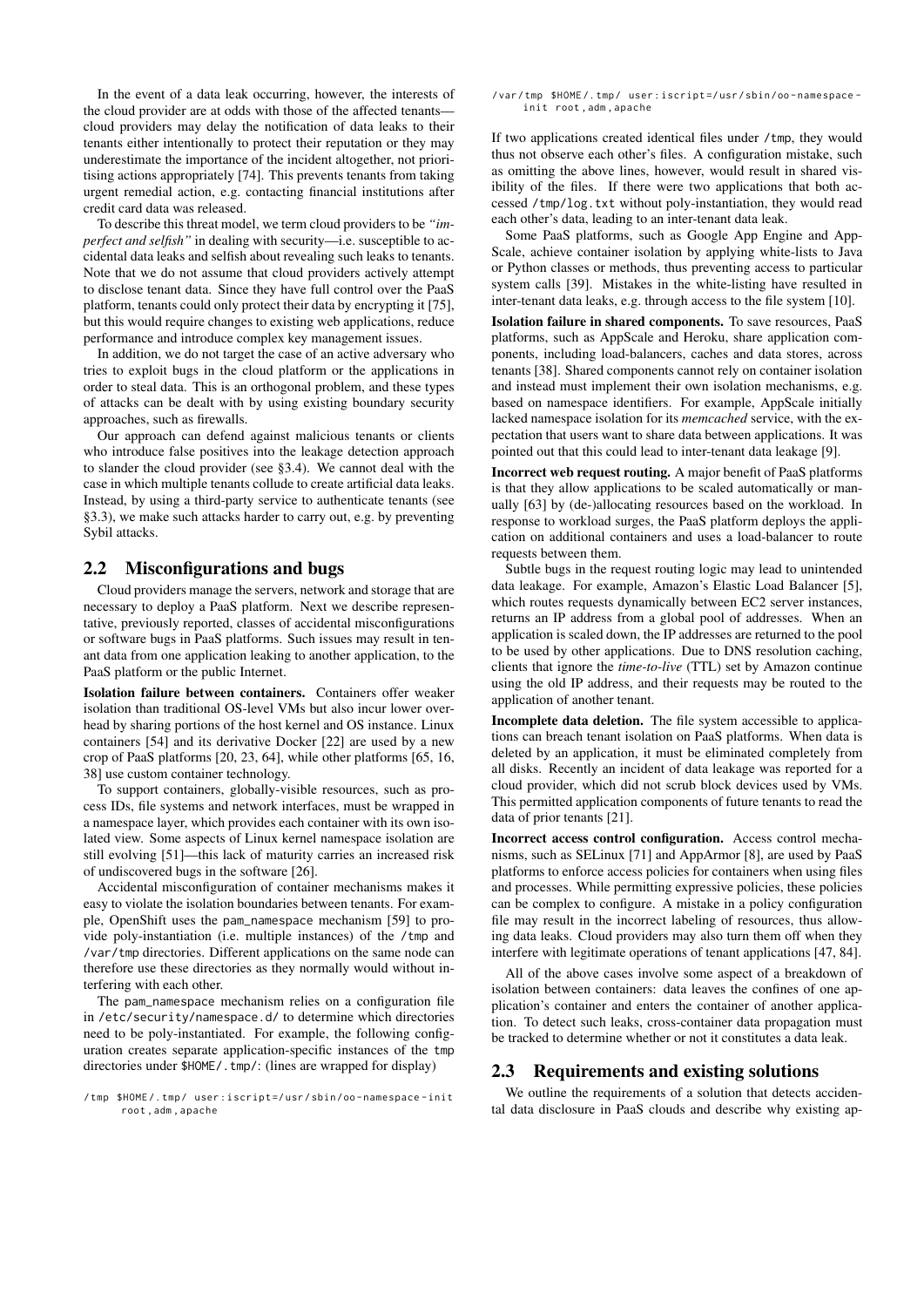In the event of a data leak occurring, however, the interests of the cloud provider are at odds with those of the affected tenants—cloud providers may delay the notification of data leaks to their tenants either intentionally to protect their reputation or they may underestimate the importance of the incident altogether, not prioritising actions appropriately [74]. This prevents tenants from taking urgent remedial action, e.g. contacting financial institutions after credit card data was released.

To describe this threat model, we term cloud providers to be *"imperfect and selfish"* in dealing with security—i.e. susceptible to accidental data leaks and selfish about revealing such leaks to tenants. Note that we do not assume that cloud providers actively attempt to disclose tenant data. Since they have full control over the PaaS platform, tenants could only protect their data by encrypting it [75], but this would require changes to existing web applications, reduce performance and introduce complex key management issues.

In addition, we do not target the case of an active adversary who tries to exploit bugs in the cloud platform or the applications in order to steal data. This is an orthogonal problem, and these types of attacks can be dealt with by using existing boundary security approaches, such as firewalls.

Our approach can defend against malicious tenants or clients who introduce false positives into the leakage detection approach to slander the cloud provider (see §3.4). We cannot deal with the case in which multiple tenants collude to create artificial data leaks. Instead, by using a third-party service to authenticate tenants (see §3.3), we make such attacks harder to carry out, e.g. by preventing Sybil attacks.

## 2.2 Misconfigurations and bugs

Cloud providers manage the servers, network and storage that are necessary to deploy a PaaS platform. Next we describe representative, previously reported, classes of accidental misconfigurations or software bugs in PaaS platforms. Such issues may result in tenant data from one application leaking to another application, to the PaaS platform or the public Internet.

**Isolation failure between containers.** Containers offer weaker isolation than traditional OS-level VMs but also incur lower overhead by sharing portions of the host kernel and OS instance. Linux containers [54] and its derivative Docker [22] are used by a new crop of PaaS platforms [20, 23, 64], while other platforms [65, 16, 38] use custom container technology.

To support containers, globally-visible resources, such as process IDs, file systems and network interfaces, must be wrapped in a namespace layer, which provides each container with its own isolated view. Some aspects of Linux kernel namespace isolation are still evolving [51]—this lack of maturity carries an increased risk of undiscovered bugs in the software [26].

Accidental misconfiguration of container mechanisms makes it easy to violate the isolation boundaries between tenants. For example, OpenShift uses the pam_namespace mechanism [59] to provide poly-instantiation (i.e. multiple instances) of the /tmp and /var/tmp directories. Different applications on the same node can therefore use these directories as they normally would without interfering with each other.

The pam_namespace mechanism relies on a configuration file in /etc/security/namespace.d/ to determine which directories need to be poly-instantiated. For example, the following configuration creates separate application-specific instances of the tmp directories under $HOME/.tmp/: (lines are wrapped for display)

```
/tmp $HOME/.tmp/ user:iscript=/usr/sbin/oo-namespace-init
     root,adm,apache
/var/tmp $HOME/.tmp/ user:iscript=/usr/sbin/oo-namespace-
     init root,adm,apache
```

If two applications created identical files under /tmp, they would thus not observe each other's files. A configuration mistake, such as omitting the above lines, however, would result in shared visibility of the files. If there were two applications that both accessed /tmp/log.txt without poly-instantiation, they would read each other's data, leading to an inter-tenant data leak.

Some PaaS platforms, such as Google App Engine and AppScale, achieve container isolation by applying white-lists to Java or Python classes or methods, thus preventing access to particular system calls [39]. Mistakes in the white-listing have resulted in inter-tenant data leaks, e.g. through access to the file system [10].

**Isolation failure in shared components.** To save resources, PaaS platforms, such as AppScale and Heroku, share application components, including load-balancers, caches and data stores, across tenants [38]. Shared components cannot rely on container isolation and instead must implement their own isolation mechanisms, e.g. based on namespace identifiers. For example, AppScale initially lacked namespace isolation for its *memcached* service, with the expectation that users want to share data between applications. It was pointed out that this could lead to inter-tenant data leakage [9].

**Incorrect web request routing.** A major benefit of PaaS platforms is that they allow applications to be scaled automatically or manually [63] by (de-)allocating resources based on the workload. In response to workload surges, the PaaS platform deploys the application on additional containers and uses a load-balancer to route requests between them.

Subtle bugs in the request routing logic may lead to unintended data leakage. For example, Amazon's Elastic Load Balancer [5], which routes requests dynamically between EC2 server instances, returns an IP address from a global pool of addresses. When an application is scaled down, the IP addresses are returned to the pool to be used by other applications. Due to DNS resolution caching, clients that ignore the *time-to-live* (TTL) set by Amazon continue using the old IP address, and their requests may be routed to the application of another tenant.

**Incomplete data deletion.** The file system accessible to applications can breach tenant isolation on PaaS platforms. When data is deleted by an application, it must be eliminated completely from all disks. Recently an incident of data leakage was reported for a cloud provider, which did not scrub block devices used by VMs. This permitted application components of future tenants to read the data of prior tenants [21].

**Incorrect access control configuration.** Access control mechanisms, such as SELinux [71] and AppArmor [8], are used by PaaS platforms to enforce access policies for containers when using files and processes. While permitting expressive policies, these policies can be complex to configure. A mistake in a policy configuration file may result in the incorrect labeling of resources, thus allowing data leaks. Cloud providers may also turn them off when they interfere with legitimate operations of tenant applications [47, 84].

All of the above cases involve some aspect of a breakdown of isolation between containers: data leaves the confines of one application's container and enters the container of another application. To detect such leaks, cross-container data propagation must be tracked to determine whether or not it constitutes a data leak.

## 2.3 Requirements and existing solutions

We outline the requirements of a solution that detects accidental data disclosure in PaaS clouds and describe why existing ap-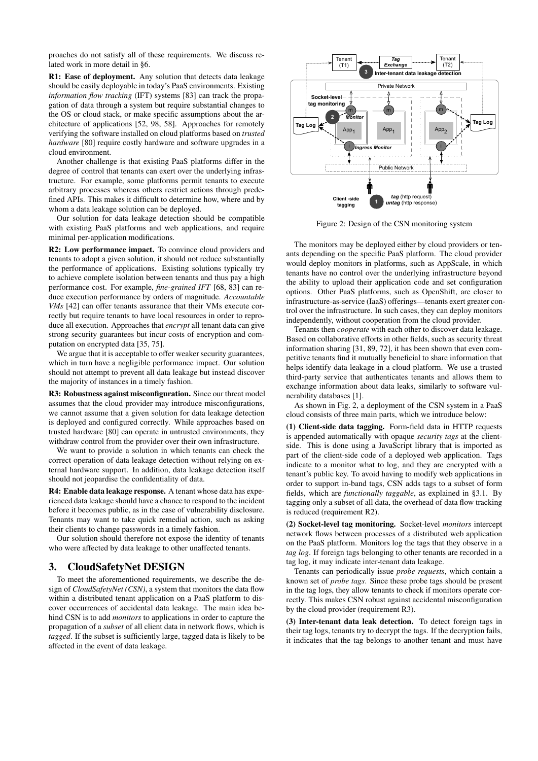proaches do not satisfy all of these requirements. We discuss related work in more detail in §6.

**R1: Ease of deployment.** Any solution that detects data leakage should be easily deployable in today's PaaS environments. Existing *information flow tracking* (IFT) systems [83] can track the propagation of data through a system but require substantial changes to the OS or cloud stack, or make specific assumptions about the architecture of applications [52, 98, 58]. Approaches for remotely verifying the software installed on cloud platforms based on *trusted hardware* [80] require costly hardware and software upgrades in a cloud environment.

Another challenge is that existing PaaS platforms differ in the degree of control that tenants can exert over the underlying infrastructure. For example, some platforms permit tenants to execute arbitrary processes whereas others restrict actions through predefined APIs. This makes it difficult to determine how, where and by whom a data leakage solution can be deployed.

Our solution for data leakage detection should be compatible with existing PaaS platforms and web applications, and require minimal per-application modifications.

**R2: Low performance impact.** To convince cloud providers and tenants to adopt a given solution, it should not reduce substantially the performance of applications. Existing solutions typically try to achieve complete isolation between tenants and thus pay a high performance cost. For example, *fine-grained IFT* [68, 83] can reduce execution performance by orders of magnitude. *Accountable VMs* [42] can offer tenants assurance that their VMs execute correctly but require tenants to have local resources in order to reproduce all execution. Approaches that *encrypt* all tenant data can give strong security guarantees but incur costs of encryption and computation on encrypted data [35, 75].

We argue that it is acceptable to offer weaker security guarantees, which in turn have a negligible performance impact. Our solution should not attempt to prevent all data leakage but instead discover the majority of instances in a timely fashion.

**R3: Robustness against misconfiguration.** Since our threat model assumes that the cloud provider may introduce misconfigurations, we cannot assume that a given solution for data leakage detection is deployed and configured correctly. While approaches based on trusted hardware [80] can operate in untrusted environments, they withdraw control from the provider over their own infrastructure.

We want to provide a solution in which tenants can check the correct operation of data leakage detection without relying on external hardware support. In addition, data leakage detection itself should not jeopardise the confidentiality of data.

**R4: Enable data leakage response.** A tenant whose data has experienced data leakage should have a chance to respond to the incident before it becomes public, as in the case of vulnerability disclosure. Tenants may want to take quick remedial action, such as asking their clients to change passwords in a timely fashion.

Our solution should therefore not expose the identity of tenants who were affected by data leakage to other unaffected tenants.

## 3. CloudSafetyNet DESIGN

To meet the aforementioned requirements, we describe the design of *CloudSafetyNet (CSN)*, a system that monitors the data flow within a distributed tenant application on a PaaS platform to discover occurrences of accidental data leakage. The main idea behind CSN is to add *monitors* to applications in order to capture the propagation of a *subset* of all client data in network flows, which is *tagged*. If the subset is sufficiently large, tagged data is likely to be affected in the event of data leakage.

Figure 2: Design of the CSN monitoring system

The monitors may be deployed either by cloud providers or tenants depending on the specific PaaS platform. The cloud provider would deploy monitors in platforms, such as AppScale, in which tenants have no control over the underlying infrastructure beyond the ability to upload their application code and set configuration options. Other PaaS platforms, such as OpenShift, are closer to infrastructure-as-service (IaaS) offerings—tenants exert greater control over the infrastructure. In such cases, they can deploy monitors independently, without cooperation from the cloud provider.

Tenants then *cooperate* with each other to discover data leakage. Based on collaborative efforts in other fields, such as security threat information sharing [31, 89, 72], it has been shown that even competitive tenants find it mutually beneficial to share information that helps identify data leakage in a cloud platform. We use a trusted third-party service that authenticates tenants and allows them to exchange information about data leaks, similarly to software vulnerability databases [1].

As shown in Fig. 2, a deployment of the CSN system in a PaaS cloud consists of three main parts, which we introduce below:

**(1) Client-side data tagging.** Form-field data in HTTP requests is appended automatically with opaque *security tags* at the client-side. This is done using a JavaScript library that is imported as part of the client-side code of a deployed web application. Tags indicate to a monitor what to log, and they are encrypted with a tenant's public key. To avoid having to modify web applications in order to support in-band tags, CSN adds tags to a subset of form fields, which are *functionally taggable*, as explained in §3.1. By tagging only a subset of all data, the overhead of data flow tracking is reduced (requirement R2).

**(2) Socket-level tag monitoring.** Socket-level *monitors* intercept network flows between processes of a distributed web application on the PaaS platform. Monitors log the tags that they observe in a *tag log*. If foreign tags belonging to other tenants are recorded in a tag log, it may indicate inter-tenant data leakage.

Tenants can periodically issue *probe requests*, which contain a known set of *probe tags*. Since these probe tags should be present in the tag logs, they allow tenants to check if monitors operate correctly. This makes CSN robust against accidental misconfiguration by the cloud provider (requirement R3).

**(3) Inter-tenant data leak detection.** To detect foreign tags in their tag logs, tenants try to decrypt the tags. If the decryption fails, it indicates that the tag belongs to another tenant and must have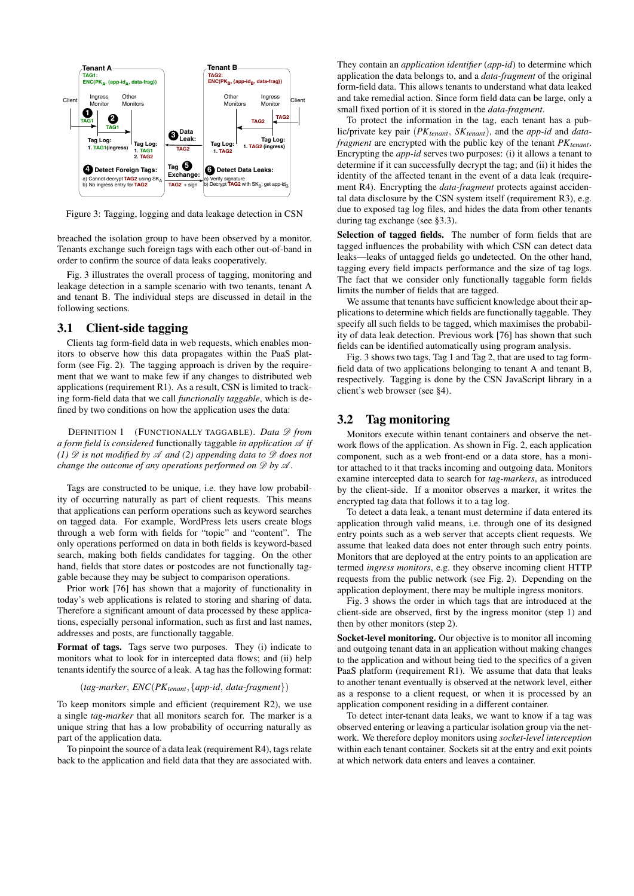Figure 3: Tagging, logging and data leakage detection in CSN

breached the isolation group to have been observed by a monitor. Tenants exchange such foreign tags with each other out-of-band in order to confirm the source of data leaks cooperatively.

Fig. 3 illustrates the overall process of tagging, monitoring and leakage detection in a sample scenario with two tenants, tenant A and tenant B. The individual steps are discussed in detail in the following sections.

## 3.1 Client-side tagging

Clients tag form-field data in web requests, which enables monitors to observe how this data propagates within the PaaS platform (see Fig. 2). The tagging approach is driven by the requirement that we want to make few if any changes to distributed web applications (requirement R1). As a result, CSN is limited to tracking form-field data that we call *functionally taggable*, which is defined by two conditions on how the application uses the data:

DEFINITION 1 (FUNCTIONALLY TAGGABLE). *Data $\mathscr{D}$ from a form field is considered* functionally taggable *in application $\mathscr{A}$ if (1) $\mathscr{D}$ is not modified by $\mathscr{A}$ and (2) appending data to $\mathscr{D}$ does not change the outcome of any operations performed on $\mathscr{D}$ by $\mathscr{A}$.*

Tags are constructed to be unique, i.e. they have low probability of occurring naturally as part of client requests. This means that applications can perform operations such as keyword searches on tagged data. For example, WordPress lets users create blogs through a web form with fields for "topic" and "content". The only operations performed on data in both fields is keyword-based search, making both field candidates for tagging. On the other hand, fields that store dates or postcodes are not functionally taggable because they may be subject to comparison operations.

Prior work [76] has shown that a majority of functionality in today's web applications is related to storing and sharing of data. Therefore a significant amount of data processed by these applications, especially personal information, such as first and last names, addresses and posts, are functionally taggable.

**Format of tags.** Tags serve two purposes. They (i) indicate to monitors what to look for in intercepted data flows; and (ii) help tenants identify the source of a leak. A tag has the following format:

$$(\textit{tag-marker}, \, ENC(PK_{tenant}, \{\textit{app-id}, \, \textit{data-fragment}\}))$$

To keep monitors simple and efficient (requirement R2), we use a single *tag-marker* that all monitors search for. The marker is a unique string that has a low probability of occurring naturally as part of the application data.

To pinpoint the source of a data leak (requirement R4), tags relate back to the application and field data that they are associated with. They contain an *application identifier* (*app-id*) to determine which application the data belongs to, and a *data-fragment* of the original form-field data. This allows tenants to understand what data leaked and take remedial action. Since form field data can be large, only a small fixed portion of it is stored in the *data-fragment*.

To protect the information in the tag, each tenant has a public/private key pair ($PK_{tenant}$, $SK_{tenant}$), and the *app-id* and *data-fragment* are encrypted with the public key of the tenant $PK_{tenant}$. Encrypting the *app-id* serves two purposes: (i) it allows a tenant to determine if it can successfully decrypt the tag; and (ii) it hides the identity of the affected tenant in the event of a data leak (requirement R4). Encrypting the *data-fragment* protects against accidental data disclosure by the CSN system itself (requirement R3), e.g. due to exposed tag log files, and hides the data from other tenants during tag exchange (see §3.3).

**Selection of tagged fields.** The number of form fields that are tagged influences the probability with which CSN can detect data leaks—leaks of untagged fields go undetected. On the other hand, tagging every field impacts performance and the size of tag logs. The fact that we consider only functionally taggable form fields limits the number of fields that are tagged.

We assume that tenants have sufficient knowledge about their applications to determine which fields are functionally taggable. They specify all such fields to be tagged, which maximises the probability of data leak detection. Previous work [76] has shown that such fields can be identified automatically using program analysis.

Fig. 3 shows two tags, Tag 1 and Tag 2, that are used to tag form-field data of two applications belonging to tenant A and tenant B, respectively. Tagging is done by the CSN JavaScript library in a client's web browser (see §4).

## 3.2 Tag monitoring

Monitors execute within tenant containers and observe the network flows of the application. As shown in Fig. 2, each application component, such as a web front-end or a data store, has a monitor attached to it that tracks incoming and outgoing data. Monitors examine intercepted data to search for *tag-markers*, as introduced by the client-side. If a monitor observes a marker, it writes the encrypted tag data that follows it to a tag log.

To detect a data leak, a tenant must determine if data entered its application through valid means, i.e. through one of its designed entry points such as a web server that accepts client requests. We assume that leaked data does not enter through such entry points. Monitors that are deployed at the entry points to an application are termed *ingress monitors*, e.g. they observe incoming client HTTP requests from the public network (see Fig. 2). Depending on the application deployment, there may be multiple ingress monitors.

Fig. 3 shows the order in which tags that are introduced at the client-side are observed, first by the ingress monitor (step 1) and then by other monitors (step 2).

**Socket-level monitoring.** Our objective is to monitor all incoming and outgoing tenant data in an application without making changes to the application and without being tied to the specifics of a given PaaS platform (requirement R1). We assume that data that leaks to another tenant eventually is observed at the network level, either as a response to a client request, or when it is processed by an application component residing in a different container.

To detect inter-tenant data leaks, we want to know if a tag was observed entering or leaving a particular isolation group via the network. We therefore deploy monitors using *socket-level interception* within each tenant container. Sockets sit at the entry and exit points at which network data enters and leaves a container.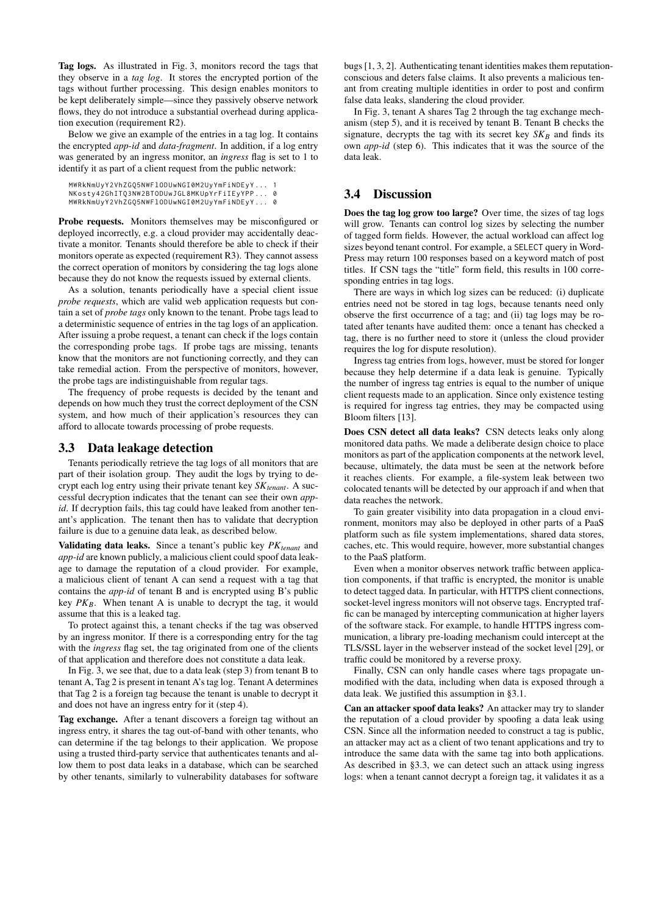**Tag logs.** As illustrated in Fig. 3, monitors record the tags that they observe in a *tag log*. It stores the encrypted portion of the tags without further processing. This design enables monitors to be kept deliberately simple—since they passively observe network flows, they do not introduce a substantial overhead during application execution (requirement R2).

Below we give an example of the entries in a tag log. It contains the encrypted *app-id* and *data-fragment*. In addition, if a log entry was generated by an ingress monitor, an *ingress* flag is set to 1 to identify it as part of a client request from the public network:

```
MWRkNmUyY2VhZGQ5NWFlODUwNGI0M2UyYmFiNDEyY... 1
NKosty42GhITQ3NW2BTODUwJGL8MKUpYrFiIEyYPP... 0
MWRkNmUyY2VhZGQ5NWFlODUwNGI0M2UyYmFiNDEyY... 0
```

**Probe requests.** Monitors themselves may be misconfigured or deployed incorrectly, e.g. a cloud provider may accidentally deactivate a monitor. Tenants should therefore be able to check if their monitors operate as expected (requirement R3). They cannot assess the correct operation of monitors by considering the tag logs alone because they do not know the requests issued by external clients.

As a solution, tenants periodically have a special client issue *probe requests*, which are valid web application requests but contain a set of *probe tags* only known to the tenant. Probe tags lead to a deterministic sequence of entries in the tag logs of an application. After issuing a probe request, a tenant can check if the logs contain the corresponding probe tags. If probe tags are missing, tenants know that the monitors are not functioning correctly, and they can take remedial action. From the perspective of monitors, however, the probe tags are indistinguishable from regular tags.

The frequency of probe requests is decided by the tenant and depends on how much they trust the correct deployment of the CSN system, and how much of their application's resources they can afford to allocate towards processing of probe requests.

### 3.3 Data leakage detection

Tenants periodically retrieve the tag logs of all monitors that are part of their isolation group. They audit the logs by trying to decrypt each log entry using their private tenant key $SK_{tenant}$. A successful decryption indicates that the tenant can see their own *app-id*. If decryption fails, this tag could have leaked from another tenant's application. The tenant then has to validate that decryption failure is due to a genuine data leak, as described below.

**Validating data leaks.** Since a tenant's public key $PK_{tenant}$ and *app-id* are known publicly, a malicious client could spoof data leakage to damage the reputation of a cloud provider. For example, a malicious client of tenant A can send a request with a tag that contains the *app-id* of tenant B and is encrypted using B's public key $PK_B$. When tenant A is unable to decrypt the tag, it would assume that this is a leaked tag.

To protect against this, a tenant checks if the tag was observed by an ingress monitor. If there is a corresponding entry for the tag with the *ingress* flag set, the tag originated from one of the clients of that application and therefore does not constitute a data leak.

In Fig. 3, we see that, due to a data leak (step 3) from tenant B to tenant A, Tag 2 is present in tenant A's tag log. Tenant A determines that Tag 2 is a foreign tag because the tenant is unable to decrypt it and does not have an ingress entry for it (step 4).

**Tag exchange.** After a tenant discovers a foreign tag without an ingress entry, it shares the tag out-of-band with other tenants, who can determine if the tag belongs to their application. We propose using a trusted third-party service that authenticates tenants and allow them to post data leaks in a database, which can be searched by other tenants, similarly to vulnerability databases for software bugs [1, 3, 2]. Authenticating tenant identities makes them reputation-conscious and deters false claims. It also prevents a malicious tenant from creating multiple identities in order to post and confirm false data leaks, slandering the cloud provider.

In Fig. 3, tenant A shares Tag 2 through the tag exchange mechanism (step 5), and it is received by tenant B. Tenant B checks the signature, decrypts the tag with its secret key $SK_B$ and finds its own *app-id* (step 6). This indicates that it was the source of the data leak.

### 3.4 Discussion

**Does the tag log grow too large?** Over time, the sizes of tag logs will grow. Tenants can control log sizes by selecting the number of tagged form fields. However, the actual workload can affect log sizes beyond tenant control. For example, a SELECT query in WordPress may return 100 responses based on a keyword match of post titles. If CSN tags the "title" form field, this results in 100 corresponding entries in tag logs.

There are ways in which log sizes can be reduced: (i) duplicate entries need not be stored in tag logs, because tenants need only observe the first occurrence of a tag; and (ii) tag logs may be rotated after tenants have audited them: once a tenant has checked a tag, there is no further need to store it (unless the cloud provider requires the log for dispute resolution).

Ingress tag entries from logs, however, must be stored for longer because they help determine if a data leak is genuine. Typically the number of ingress tag entries is equal to the number of unique client requests made to an application. Since only existence testing is required for ingress tag entries, they may be compacted using Bloom filters [13].

**Does CSN detect all data leaks?** CSN detects leaks only along monitored data paths. We made a deliberate design choice to place monitors as part of the application components at the network level, because, ultimately, the data must be seen at the network before it reaches clients. For example, a file-system leak between two colocated tenants will be detected by our approach if and when that data reaches the network.

To gain greater visibility into data propagation in a cloud environment, monitors may also be deployed in other parts of a PaaS platform such as file system implementations, shared data stores, caches, etc. This would require, however, more substantial changes to the PaaS platform.

Even when a monitor observes network traffic between application components, if that traffic is encrypted, the monitor is unable to detect tagged data. In particular, with HTTPS client connections, socket-level ingress monitors will not observe tags. Encrypted traffic can be managed by intercepting communication at higher layers of the software stack. For example, to handle HTTPS ingress communication, a library pre-loading mechanism could intercept at the TLS/SSL layer in the webserver instead of the socket level [29], or traffic could be monitored by a reverse proxy.

Finally, CSN can only handle cases where tags propagate unmodified with the data, including when data is exposed through a data leak. We justified this assumption in §3.1.

**Can an attacker spoof data leaks?** An attacker may try to slander the reputation of a cloud provider by spoofing a data leak using CSN. Since all the information needed to construct a tag is public, an attacker may act as a client of two tenant applications and try to introduce the same data with the same tag into both applications. As described in §3.3, we can detect such an attack using ingress logs: when a tenant cannot decrypt a foreign tag, it validates it as a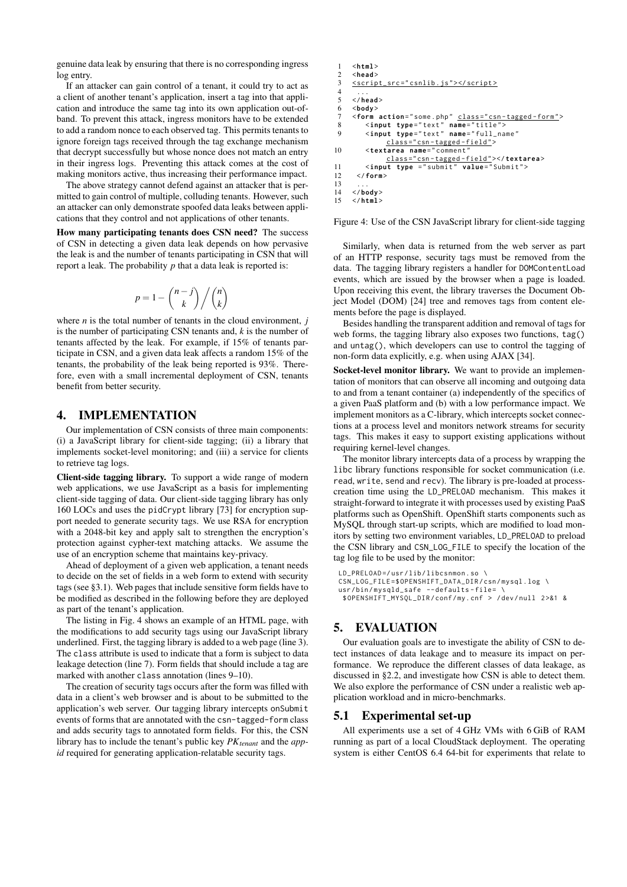genuine data leak by ensuring that there is no corresponding ingress log entry.

If an attacker can gain control of a tenant, it could try to act as a client of another tenant's application, insert a tag into that application and introduce the same tag into its own application out-of-band. To prevent this attack, ingress monitors have to be extended to add a random nonce to each observed tag. This permits tenants to ignore foreign tags received through the tag exchange mechanism that decrypt successfully but whose nonce does not match an entry in their ingress logs. Preventing this attack comes at the cost of making monitors active, thus increasing their performance impact.

The above strategy cannot defend against an attacker that is permitted to gain control of multiple, colluding tenants. However, such an attacker can only demonstrate spoofed data leaks between applications that they control and not applications of other tenants.

**How many participating tenants does CSN need?** The success of CSN in detecting a given data leak depends on how pervasive the leak is and the number of tenants participating in CSN that will report a leak. The probability $p$ that a data leak is reported is:

$$p = 1 - \binom{n-j}{k} \bigg/ \binom{n}{k}$$

where $n$ is the total number of tenants in the cloud environment, $j$ is the number of participating CSN tenants and, $k$ is the number of tenants affected by the leak. For example, if 15% of tenants participate in CSN, and a given data leak affects a random 15% of the tenants, the probability of the leak being reported is 93%. Therefore, even with a small incremental deployment of CSN, tenants benefit from better security.

# 4. IMPLEMENTATION

Our implementation of CSN consists of three main components: (i) a JavaScript library for client-side tagging; (ii) a library that implements socket-level monitoring; and (iii) a service for clients to retrieve tag logs.

**Client-side tagging library.** To support a wide range of modern web applications, we use JavaScript as a basis for implementing client-side tagging of data. Our client-side tagging library has only 160 LOCs and uses the pidCrypt library [73] for encryption support needed to generate security tags. We use RSA for encryption with a 2048-bit key and apply salt to strengthen the encryption's protection against cypher-text matching attacks. We assume the use of an encryption scheme that maintains key-privacy.

Ahead of deployment of a given web application, a tenant needs to decide on the set of fields in a web form to extend with security tags (see §3.1). Web pages that include sensitive form fields have to be modified as described in the following before they are deployed as part of the tenant's application.

The listing in Fig. 4 shows an example of an HTML page, with the modifications to add security tags using our JavaScript library underlined. First, the tagging library is added to a web page (line 3). The class attribute is used to indicate that a form is subject to data leakage detection (line 7). Form fields that should include a tag are marked with another class annotation (lines 9–10).

The creation of security tags occurs after the form was filled with data in a client's web browser and is about to be submitted to the application's web server. Our tagging library intercepts onSubmit events of forms that are annotated with the csn-tagged-form class and adds security tags to annotated form fields. For this, the CSN library has to include the tenant's public key $PK_{tenant}$ and the *app-id* required for generating application-relatable security tags.

```
1   <html>
2   <head>
3   <script src="csnlib.js"></script>
4    ...
5   </head>
6   <body>
7   <form action="some.php" class="csn-tagged-form">
8      <input type="text" name="title">
9      <input type="text" name="full_name"
           class="csn-tagged-field">
10     <textarea name="comment"
           class="csn-tagged-field"></textarea>
11     <input type ="submit" value="Submit">
12   </form>
13    ...
14  </body>
15  </html>
```

Figure 4: Use of the CSN JavaScript library for client-side tagging

Similarly, when data is returned from the web server as part of an HTTP response, security tags must be removed from the data. The tagging library registers a handler for DOMContentLoad events, which are issued by the browser when a page is loaded. Upon receiving this event, the library traverses the Document Object Model (DOM) [24] tree and removes tags from content elements before the page is displayed.

Besides handling the transparent addition and removal of tags for web forms, the tagging library also exposes two functions, tag() and untag(), which developers can use to control the tagging of non-form data explicitly, e.g. when using AJAX [34].

**Socket-level monitor library.** We want to provide an implementation of monitors that can observe all incoming and outgoing data to and from a tenant container (a) independently of the specifics of a given PaaS platform and (b) with a low performance impact. We implement monitors as a C-library, which intercepts socket connections at a process level and monitors network streams for security tags. This makes it easy to support existing applications without requiring kernel-level changes.

The monitor library intercepts data of a process by wrapping the libc library functions responsible for socket communication (i.e. read, write, send and recv). The library is pre-loaded at process-creation time using the LD_PRELOAD mechanism. This makes it straight-forward to integrate it with processes used by existing PaaS platforms such as OpenShift. OpenShift starts components such as MySQL through start-up scripts, which are modified to load monitors by setting two environment variables, LD_PRELOAD to preload the CSN library and CSN_LOG_FILE to specify the location of the tag log file to be used by the monitor:

```
LD_PRELOAD=/usr/lib/libcsnmon.so \
CSN_LOG_FILE=$OPENSHIFT_DATA_DIR/csn/mysql.log \
usr/bin/mysqld_safe --defaults-file= \
 $OPENSHIFT_MYSQL_DIR/conf/my.cnf > /dev/null 2>&1 &
```

# 5. EVALUATION

Our evaluation goals are to investigate the ability of CSN to detect instances of data leakage and to measure its impact on performance. We reproduce the different classes of data leakage, as discussed in §2.2, and investigate how CSN is able to detect them. We also explore the performance of CSN under a realistic web application workload and in micro-benchmarks.

## 5.1 Experimental set-up

All experiments use a set of 4 GHz VMs with 6 GiB of RAM running as part of a local CloudStack deployment. The operating system is either CentOS 6.4 64-bit for experiments that relate to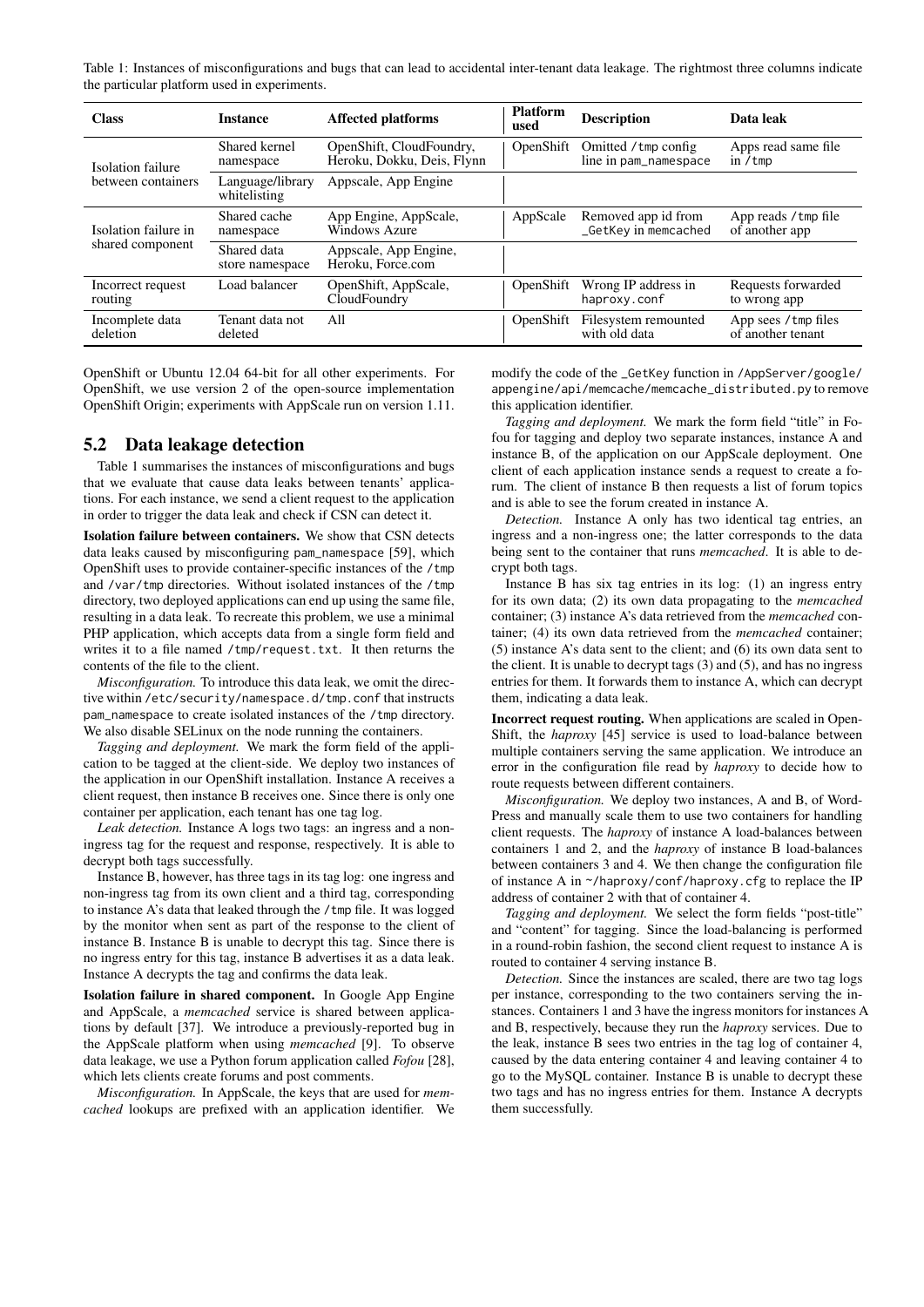Table 1: Instances of misconfigurations and bugs that can lead to accidental inter-tenant data leakage. The rightmost three columns indicate the particular platform used in experiments.

| Class | Instance | Affected platforms | Platform used | Description | Data leak |
|---|---|---|---|---|---|
| Isolation failure between containers | Shared kernel namespace | OpenShift, CloudFoundry, Heroku, Dokku, Deis, Flynn | OpenShift | Omitted /tmp config line in pam_namespace | Apps read same file in /tmp |
| | Language/library whitelisting | Appscale, App Engine | | | |
| Isolation failure in shared component | Shared cache namespace | App Engine, AppScale, Windows Azure | AppScale | Removed app id from _GetKey in memcached | App reads /tmp file of another app |
| | Shared data store namespace | Appscale, App Engine, Heroku, Force.com | | | |
| Incorrect request routing | Load balancer | OpenShift, AppScale, CloudFoundry | OpenShift | Wrong IP address in haproxy.conf | Requests forwarded to wrong app |
| Incomplete data deletion | Tenant data not deleted | All | OpenShift | Filesystem remounted with old data | App sees /tmp files of another tenant |

OpenShift or Ubuntu 12.04 64-bit for all other experiments. For OpenShift, we use version 2 of the open-source implementation OpenShift Origin; experiments with AppScale run on version 1.11.

## 5.2 Data leakage detection

Table 1 summarises the instances of misconfigurations and bugs that we evaluate that cause data leaks between tenants' applications. For each instance, we send a client request to the application in order to trigger the data leak and check if CSN can detect it.

**Isolation failure between containers.** We show that CSN detects data leaks caused by misconfiguring pam_namespace [59], which OpenShift uses to provide container-specific instances of the /tmp and /var/tmp directories. Without isolated instances of the /tmp directory, two deployed applications can end up using the same file, resulting in a data leak. To recreate this problem, we use a minimal PHP application, which accepts data from a single form field and writes it to a file named /tmp/request.txt. It then returns the contents of the file to the client.

*Misconfiguration.* To introduce this data leak, we omit the directive within /etc/security/namespace.d/tmp.conf that instructs pam_namespace to create isolated instances of the /tmp directory. We also disable SELinux on the node running the containers.

*Tagging and deployment.* We mark the form field of the application to be tagged at the client-side. We deploy two instances of the application in our OpenShift installation. Instance A receives a client request, then instance B receives one. Since there is only one container per application, each tenant has one tag log.

*Leak detection.* Instance A logs two tags: an ingress and a non-ingress tag for the request and response, respectively. It is able to decrypt both tags successfully.

Instance B, however, has three tags in its tag log: one ingress and non-ingress tag from its own client and a third tag, corresponding to instance A's data that leaked through the /tmp file. It was logged by the monitor when sent as part of the response to the client of instance B. Instance B is unable to decrypt this tag. Since there is no ingress entry for this tag, instance B advertises it as a data leak. Instance A decrypts the tag and confirms the data leak.

**Isolation failure in shared component.** In Google App Engine and AppScale, a *memcached* service is shared between applications by default [37]. We introduce a previously-reported bug in the AppScale platform when using *memcached* [9]. To observe data leakage, we use a Python forum application called *Fofou* [28], which lets clients create forums and post comments.

*Misconfiguration.* In AppScale, the keys that are used for *memcached* lookups are prefixed with an application identifier. We modify the code of the _GetKey function in /AppServer/google/appengine/api/memcache/memcache_distributed.py to remove this application identifier.

*Tagging and deployment.* We mark the form field "title" in Fofou for tagging and deploy two separate instances, instance A and instance B, of the application on our AppScale deployment. One client of each application instance sends a request to create a forum. The client of instance B then requests a list of forum topics and is able to see the forum created in instance A.

*Detection.* Instance A only has two identical tag entries, an ingress and a non-ingress one; the latter corresponds to the data being sent to the container that runs *memcached*. It is able to decrypt both tags.

Instance B has six tag entries in its log: (1) an ingress entry for its own data; (2) its own data propagating to the *memcached* container; (3) instance A's data retrieved from the *memcached* container; (4) its own data retrieved from the *memcached* container; (5) instance A's data sent to the client; and (6) its own data sent to the client. It is unable to decrypt tags (3) and (5), and has no ingress entries for them. It forwards them to instance A, which can decrypt them, indicating a data leak.

**Incorrect request routing.** When applications are scaled in OpenShift, the *haproxy* [45] service is used to load-balance between multiple containers serving the same application. We introduce an error in the configuration file read by *haproxy* to decide how to route requests between different containers.

*Misconfiguration.* We deploy two instances, A and B, of WordPress and manually scale them to use two containers for handling client requests. The *haproxy* of instance A load-balances between containers 1 and 2, and the *haproxy* of instance B load-balances between containers 3 and 4. We then change the configuration file of instance A in ~/haproxy/conf/haproxy.cfg to replace the IP address of container 2 with that of container 4.

*Tagging and deployment.* We select the form fields "post-title" and "content" for tagging. Since the load-balancing is performed in a round-robin fashion, the second client request to instance A is routed to container 4 serving instance B.

*Detection.* Since the instances are scaled, there are two tag logs per instance, corresponding to the two containers serving the instances. Containers 1 and 3 have the ingress monitors for instances A and B, respectively, because they run the *haproxy* services. Due to the leak, instance B sees two entries in the tag log of container 4, caused by the data entering container 4 and leaving container 4 to go to the MySQL container. Instance B is unable to decrypt these two tags and has no ingress entries for them. Instance A decrypts them successfully.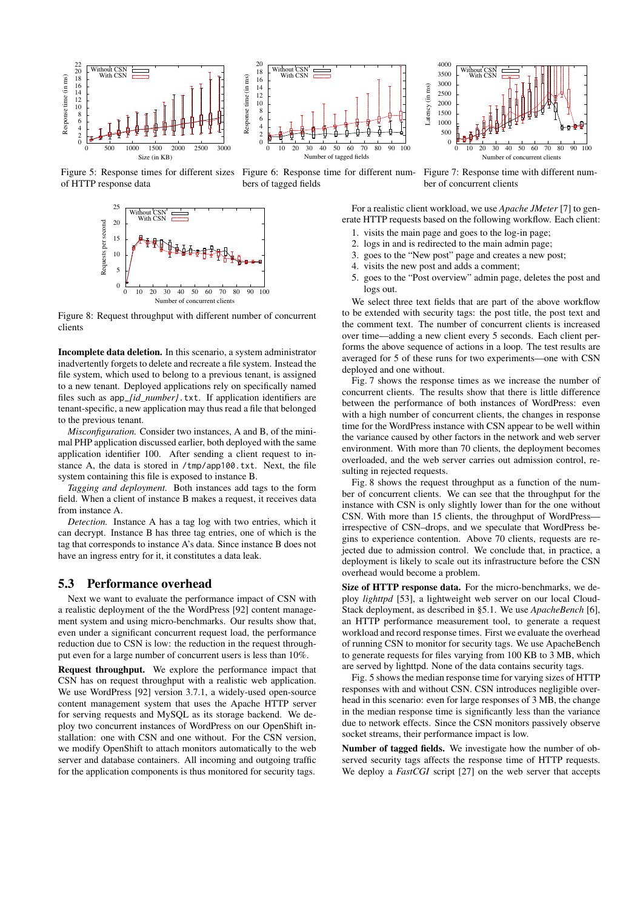Figure 5: Response times for different sizes of HTTP response data

Figure 6: Response time for different numbers of tagged fields

Figure 7: Response time with different number of concurrent clients

Figure 8: Request throughput with different number of concurrent clients

**Incomplete data deletion.** In this scenario, a system administrator inadvertently forgets to delete and recreate a file system. Instead the file system, which used to belong to a previous tenant, is assigned to a new tenant. Deployed applications rely on specifically named files such as `app_{id_number}.txt`. If application identifiers are tenant-specific, a new application may thus read a file that belonged to the previous tenant.

*Misconfiguration.* Consider two instances, A and B, of the minimal PHP application discussed earlier, both deployed with the same application identifier 100. After sending a client request to instance A, the data is stored in `/tmp/app100.txt`. Next, the file system containing this file is exposed to instance B.

*Tagging and deployment.* Both instances add tags to the form field. When a client of instance B makes a request, it receives data from instance A.

*Detection.* Instance A has a tag log with two entries, which it can decrypt. Instance B has three tag entries, one of which is the tag that corresponds to instance A's data. Since instance B does not have an ingress entry for it, it constitutes a data leak.

## 5.3 Performance overhead

Next we want to evaluate the performance impact of CSN with a realistic deployment of the the WordPress [92] content management system and using micro-benchmarks. Our results show that, even under a significant concurrent request load, the performance reduction due to CSN is low: the reduction in the request throughput even for a large number of concurrent users is less than 10%.

**Request throughput.** We explore the performance impact that CSN has on request throughput with a realistic web application. We use WordPress [92] version 3.7.1, a widely-used open-source content management system that uses the Apache HTTP server for serving requests and MySQL as its storage backend. We deploy two concurrent instances of WordPress on our OpenShift installation: one with CSN and one without. For the CSN version, we modify OpenShift to attach monitors automatically to the web server and database containers. All incoming and outgoing traffic for the application components is thus monitored for security tags.

For a realistic client workload, we use *Apache JMeter* [7] to generate HTTP requests based on the following workflow. Each client:

1. visits the main page and goes to the log-in page;
2. logs in and is redirected to the main admin page;
3. goes to the "New post" page and creates a new post;
4. visits the new post and adds a comment;
5. goes to the "Post overview" admin page, deletes the post and logs out.

We select three text fields that are part of the above workflow to be extended with security tags: the post title, the post text and the comment text. The number of concurrent clients is increased over time—adding a new client every 5 seconds. Each client performs the above sequence of actions in a loop. The test results are averaged for 5 of these runs for two experiments—one with CSN deployed and one without.

Fig. 7 shows the response times as we increase the number of concurrent clients. The results show that there is little difference between the performance of both instances of WordPress: even with a high number of concurrent clients, the changes in response time for the WordPress instance with CSN appear to be well within the variance caused by other factors in the network and web server environment. With more than 70 clients, the deployment becomes overloaded, and the web server carries out admission control, resulting in rejected requests.

Fig. 8 shows the request throughput as a function of the number of concurrent clients. We can see that the throughput for the instance with CSN is only slightly lower than for the one without CSN. With more than 15 clients, the throughput of WordPress—irrespective of CSN–drops, and we speculate that WordPress begins to experience contention. Above 70 clients, requests are rejected due to admission control. We conclude that, in practice, a deployment is likely to scale out its infrastructure before the CSN overhead would become a problem.

**Size of HTTP response data.** For the micro-benchmarks, we deploy *lighttpd* [53], a lightweight web server on our local CloudStack deployment, as described in §5.1. We use *ApacheBench* [6], an HTTP performance measurement tool, to generate a request workload and record response times. First we evaluate the overhead of running CSN to monitor for security tags. We use ApacheBench to generate requests for files varying from 100 KB to 3 MB, which are served by lighttpd. None of the data contains security tags.

Fig. 5 shows the median response time for varying sizes of HTTP responses with and without CSN. CSN introduces negligible overhead in this scenario: even for large responses of 3 MB, the change in the median response time is significantly less than the variance due to network effects. Since the CSN monitors passively observe socket streams, their performance impact is low.

**Number of tagged fields.** We investigate how the number of observed security tags affects the response time of HTTP requests. We deploy a *FastCGI* script [27] on the web server that accepts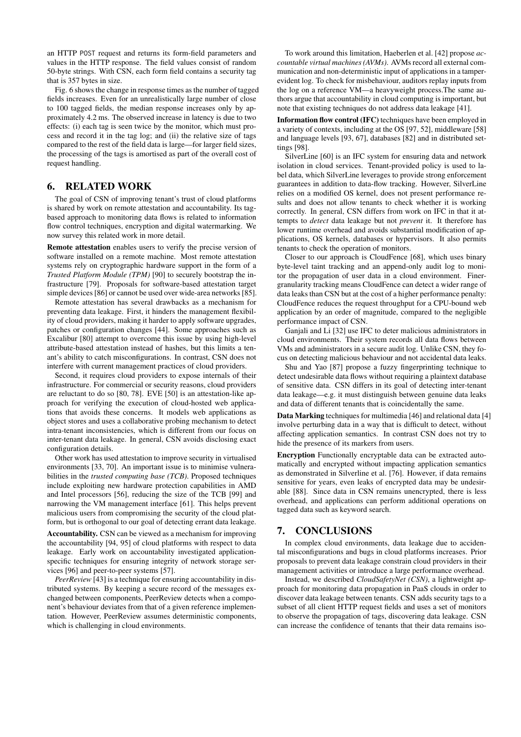an HTTP POST request and returns its form-field parameters and values in the HTTP response. The field values consist of random 50-byte strings. With CSN, each form field contains a security tag that is 357 bytes in size.

Fig. 6 shows the change in response times as the number of tagged fields increases. Even for an unrealistically large number of close to 100 tagged fields, the median response increases only by approximately 4.2 ms. The observed increase in latency is due to two effects: (i) each tag is seen twice by the monitor, which must process and record it in the tag log; and (ii) the relative size of tags compared to the rest of the field data is large—for larger field sizes, the processing of the tags is amortised as part of the overall cost of request handling.

## 6. RELATED WORK

The goal of CSN of improving tenant's trust of cloud platforms is shared by work on remote attestation and accountability. Its tag-based approach to monitoring data flows is related to information flow control techniques, encryption and digital watermarking. We now survey this related work in more detail.

**Remote attestation** enables users to verify the precise version of software installed on a remote machine. Most remote attestation systems rely on cryptographic hardware support in the form of a *Trusted Platform Module (TPM)* [90] to securely bootstrap the infrastructure [79]. Proposals for software-based attestation target simple devices [86] or cannot be used over wide-area networks [85].

Remote attestation has several drawbacks as a mechanism for preventing data leakage. First, it hinders the management flexibility of cloud providers, making it harder to apply software upgrades, patches or configuration changes [44]. Some approaches such as Excalibur [80] attempt to overcome this issue by using high-level attribute-based attestation instead of hashes, but this limits a tenant's ability to catch misconfigurations. In contrast, CSN does not interfere with current management practices of cloud providers.

Second, it requires cloud providers to expose internals of their infrastructure. For commercial or security reasons, cloud providers are reluctant to do so [80, 78]. EVE [50] is an attestation-like approach for verifying the execution of cloud-hosted web applications that avoids these concerns. It models web applications as object stores and uses a collaborative probing mechanism to detect intra-tenant inconsistencies, which is different from our focus on inter-tenant data leakage. In general, CSN avoids disclosing exact configuration details.

Other work has used attestation to improve security in virtualised environments [33, 70]. An important issue is to minimise vulnerabilities in the *trusted computing base (TCB)*. Proposed techniques include exploiting new hardware protection capabilities in AMD and Intel processors [56], reducing the size of the TCB [99] and narrowing the VM management interface [61]. This helps prevent malicious users from compromising the security of the cloud platform, but is orthogonal to our goal of detecting errant data leakage.

**Accountability.** CSN can be viewed as a mechanism for improving the accountability [94, 95] of cloud platforms with respect to data leakage. Early work on accountability investigated application-specific techniques for ensuring integrity of network storage services [96] and peer-to-peer systems [57].

*PeerReview* [43] is a technique for ensuring accountability in distributed systems. By keeping a secure record of the messages exchanged between components, PeerReview detects when a component's behaviour deviates from that of a given reference implementation. However, PeerReview assumes deterministic components, which is challenging in cloud environments.

To work around this limitation, Haeberlen et al. [42] propose *accountable virtual machines (AVMs)*. AVMs record all external communication and non-deterministic input of applications in a tamper-evident log. To check for misbehaviour, auditors replay inputs from the log on a reference VM—a heavyweight process.The same authors argue that accountability in cloud computing is important, but note that existing techniques do not address data leakage [41].

**Information flow control (IFC)** techniques have been employed in a variety of contexts, including at the OS [97, 52], middleware [58] and language levels [93, 67], databases [82] and in distributed settings [98].

SilverLine [60] is an IFC system for ensuring data and network isolation in cloud services. Tenant-provided policy is used to label data, which SilverLine leverages to provide strong enforcement guarantees in addition to data-flow tracking. However, SilverLine relies on a modified OS kernel, does not present performance results and does not allow tenants to check whether it is working correctly. In general, CSN differs from work on IFC in that it attempts to *detect* data leakage but not *prevent* it. It therefore has lower runtime overhead and avoids substantial modification of applications, OS kernels, databases or hypervisors. It also permits tenants to check the operation of monitors.

Closer to our approach is CloudFence [68], which uses binary byte-level taint tracking and an append-only audit log to monitor the propagation of user data in a cloud environment. Finer-granularity tracking means CloudFence can detect a wider range of data leaks than CSN but at the cost of a higher performance penalty: CloudFence reduces the request throughput for a CPU-bound web application by an order of magnitude, compared to the negligible performance impact of CSN.

Ganjali and Li [32] use IFC to deter malicious administrators in cloud environments. Their system records all data flows between VMs and administrators in a secure audit log. Unlike CSN, they focus on detecting malicious behaviour and not accidental data leaks.

Shu and Yao [87] propose a fuzzy fingerprinting technique to detect undesirable data flows without requiring a plaintext database of sensitive data. CSN differs in its goal of detecting inter-tenant data leakage—e.g. it must distinguish between genuine data leaks and data of different tenants that is coincidentally the same.

**Data Marking** techniques for multimedia [46] and relational data [4] involve perturbing data in a way that is difficult to detect, without affecting application semantics. In contrast CSN does not try to hide the presence of its markers from users.

**Encryption** Functionally encryptable data can be extracted automatically and encrypted without impacting application semantics as demonstrated in Silverline et al. [76]. However, if data remains sensitive for years, even leaks of encrypted data may be undesirable [88]. Since data in CSN remains unencrypted, there is less overhead, and applications can perform additional operations on tagged data such as keyword search.

## 7. CONCLUSIONS

In complex cloud environments, data leakage due to accidental misconfigurations and bugs in cloud platforms increases. Prior proposals to prevent data leakage constrain cloud providers in their management activities or introduce a large performance overhead.

Instead, we described *CloudSafetyNet (CSN)*, a lightweight approach for monitoring data propagation in PaaS clouds in order to discover data leakage between tenants. CSN adds security tags to a subset of all client HTTP request fields and uses a set of monitors to observe the propagation of tags, discovering data leakage. CSN can increase the confidence of tenants that their data remains iso-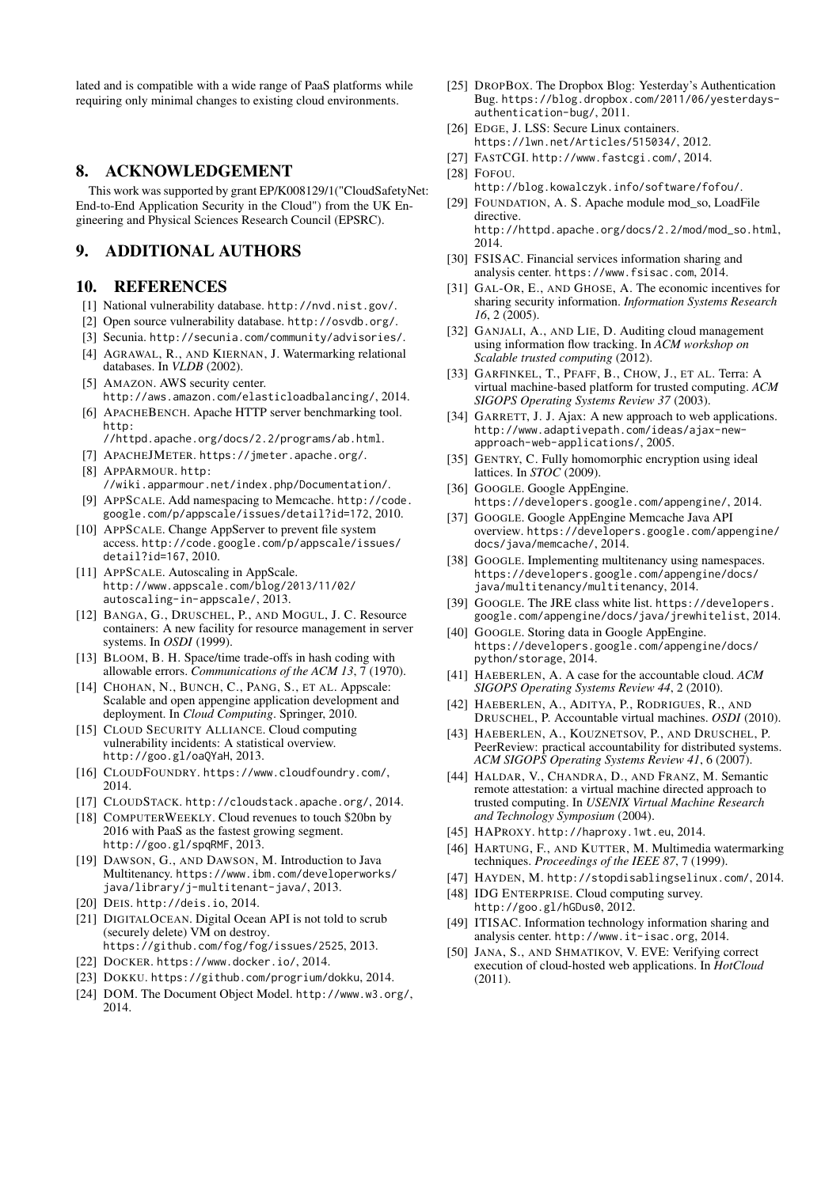lated and is compatible with a wide range of PaaS platforms while requiring only minimal changes to existing cloud environments.

## 8. ACKNOWLEDGEMENT

This work was supported by grant EP/K008129/1("CloudSafetyNet: End-to-End Application Security in the Cloud") from the UK Engineering and Physical Sciences Research Council (EPSRC).

## 9. ADDITIONAL AUTHORS

## 10. REFERENCES

[1] National vulnerability database. http://nvd.nist.gov/.

[2] Open source vulnerability database. http://osvdb.org/.

[3] Secunia. http://secunia.com/community/advisories/.

[4] Agrawal, R., and Kiernan, J. Watermarking relational databases. In *VLDB* (2002).

[5] Amazon. AWS security center. http://aws.amazon.com/elasticloadbalancing/, 2014.

[6] ApacheBench. Apache HTTP server benchmarking tool. http://httpd.apache.org/docs/2.2/programs/ab.html.

[7] ApacheJMeter. https://jmeter.apache.org/.

[8] AppArmour. http://wiki.apparmour.net/index.php/Documentation/.

[9] AppScale. Add namespacing to Memcache. http://code.google.com/p/appscale/issues/detail?id=172, 2010.

[10] AppScale. Change AppServer to prevent file system access. http://code.google.com/p/appscale/issues/detail?id=167, 2010.

[11] AppScale. Autoscaling in AppScale. http://www.appscale.com/blog/2013/11/02/autoscaling-in-appscale/, 2013.

[12] Banga, G., Druschel, P., and Mogul, J. C. Resource containers: A new facility for resource management in server systems. In *OSDI* (1999).

[13] Bloom, B. H. Space/time trade-offs in hash coding with allowable errors. *Communications of the ACM 13*, 7 (1970).

[14] Chohan, N., Bunch, C., Pang, S., et al. Appscale: Scalable and open appengine application development and deployment. In *Cloud Computing*. Springer, 2010.

[15] Cloud Security Alliance. Cloud computing vulnerability incidents: A statistical overview. http://goo.gl/oaQYaH, 2013.

[16] CloudFoundry. https://www.cloudfoundry.com/, 2014.

[17] CloudStack. http://cloudstack.apache.org/, 2014.

[18] ComputerWeekly. Cloud revenues to touch $20bn by 2016 with PaaS as the fastest growing segment. http://goo.gl/spqRMF, 2013.

[19] Dawson, G., and Dawson, M. Introduction to Java Multitenancy. https://www.ibm.com/developerworks/java/library/j-multitenant-java/, 2013.

[20] Deis. http://deis.io, 2014.

[21] DigitalOcean. Digital Ocean API is not told to scrub (securely delete) VM on destroy. https://github.com/fog/fog/issues/2525, 2013.

[22] Docker. https://www.docker.io/, 2014.

[23] Dokku. https://github.com/progrium/dokku, 2014.

[24] DOM. The Document Object Model. http://www.w3.org/, 2014.

[25] DropBox. The Dropbox Blog: Yesterday's Authentication Bug. https://blog.dropbox.com/2011/06/yesterdays-authentication-bug/, 2011.

[26] Edge, J. LSS: Secure Linux containers. https://lwn.net/Articles/515034/, 2012.

[27] FastCGI. http://www.fastcgi.com/, 2014.

[28] Fofou. http://blog.kowalczyk.info/software/fofou/.

[29] Foundation, A. S. Apache module mod_so, LoadFile directive. http://httpd.apache.org/docs/2.2/mod/mod_so.html, 2014.

[30] FSISAC. Financial services information sharing and analysis center. https://www.fsisac.com, 2014.

[31] Gal-Or, E., and Ghose, A. The economic incentives for sharing security information. *Information Systems Research 16*, 2 (2005).

[32] Ganjali, A., and Lie, D. Auditing cloud management using information flow tracking. In *ACM workshop on Scalable trusted computing* (2012).

[33] Garfinkel, T., Pfaff, B., Chow, J., et al. Terra: A virtual machine-based platform for trusted computing. *ACM SIGOPS Operating Systems Review 37* (2003).

[34] Garrett, J. J. Ajax: A new approach to web applications. http://www.adaptivepath.com/ideas/ajax-new-approach-web-applications/, 2005.

[35] Gentry, C. Fully homomorphic encryption using ideal lattices. In *STOC* (2009).

[36] Google. Google AppEngine. https://developers.google.com/appengine/, 2014.

[37] Google. Google AppEngine Memcache Java API overview. https://developers.google.com/appengine/docs/java/memcache/, 2014.

[38] Google. Implementing multitenancy using namespaces. https://developers.google.com/appengine/docs/java/multitenancy/multitenancy, 2014.

[39] Google. The JRE class white list. https://developers.google.com/appengine/docs/java/jrewhitelist, 2014.

[40] Google. Storing data in Google AppEngine. https://developers.google.com/appengine/docs/python/storage, 2014.

[41] Haeberlen, A. A case for the accountable cloud. *ACM SIGOPS Operating Systems Review 44*, 2 (2010).

[42] Haeberlen, A., Aditya, P., Rodrigues, R., and Druschel, P. Accountable virtual machines. *OSDI* (2010).

[43] Haeberlen, A., Kouznetsov, P., and Druschel, P. PeerReview: practical accountability for distributed systems. *ACM SIGOPS Operating Systems Review 41*, 6 (2007).

[44] Haldar, V., Chandra, D., and Franz, M. Semantic remote attestation: a virtual machine directed approach to trusted computing. In *USENIX Virtual Machine Research and Technology Symposium* (2004).

[45] HAProxy. http://haproxy.1wt.eu, 2014.

[46] Hartung, F., and Kutter, M. Multimedia watermarking techniques. *Proceedings of the IEEE 87*, 7 (1999).

[47] Hayden, M. http://stopdisablingselinux.com/, 2014.

[48] IDG Enterprise. Cloud computing survey. http://goo.gl/hGDus0, 2012.

[49] ITISAC. Information technology information sharing and analysis center. http://www.it-isac.org, 2014.

[50] Jana, S., and Shmatikov, V. EVE: Verifying correct execution of cloud-hosted web applications. In *HotCloud* (2011).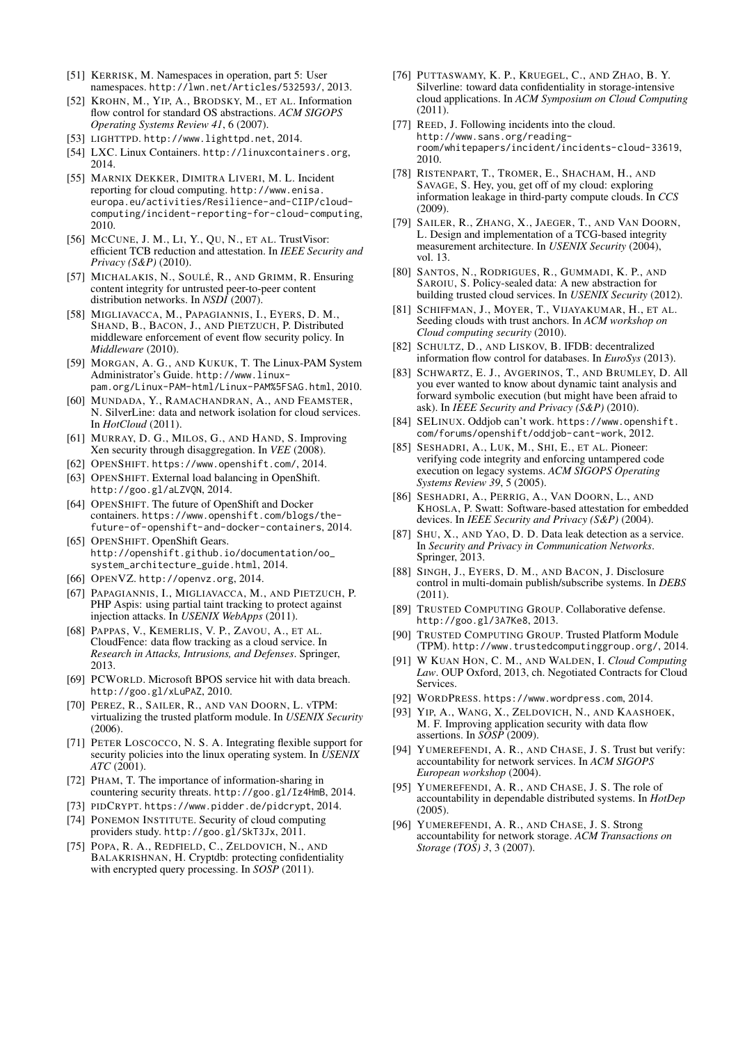[51] KERRISK, M. Namespaces in operation, part 5: User namespaces. http://lwn.net/Articles/532593/, 2013.

[52] KROHN, M., YIP, A., BRODSKY, M., ET AL. Information flow control for standard OS abstractions. *ACM SIGOPS Operating Systems Review 41*, 6 (2007).

[53] LIGHTTPD. http://www.lighttpd.net, 2014.

[54] LXC. Linux Containers. http://linuxcontainers.org, 2014.

[55] MARNIX DEKKER, DIMITRA LIVERI, M. L. Incident reporting for cloud computing. http://www.enisa.europa.eu/activities/Resilience-and-CIIP/cloud-computing/incident-reporting-for-cloud-computing, 2010.

[56] MCCUNE, J. M., LI, Y., QU, N., ET AL. TrustVisor: efficient TCB reduction and attestation. In *IEEE Security and Privacy (S&P)* (2010).

[57] MICHALAKIS, N., SOULÉ, R., AND GRIMM, R. Ensuring content integrity for untrusted peer-to-peer content distribution networks. In *NSDI* (2007).

[58] MIGLIAVACCA, M., PAPAGIANNIS, I., EYERS, D. M., SHAND, B., BACON, J., AND PIETZUCH, P. Distributed middleware enforcement of event flow security policy. In *Middleware* (2010).

[59] MORGAN, A. G., AND KUKUK, T. The Linux-PAM System Administrator's Guide. http://www.linux-pam.org/Linux-PAM-html/Linux-PAM%5FSAG.html, 2010.

[60] MUNDADA, Y., RAMACHANDRAN, A., AND FEAMSTER, N. SilverLine: data and network isolation for cloud services. In *HotCloud* (2011).

[61] MURRAY, D. G., MILOS, G., AND HAND, S. Improving Xen security through disaggregation. In *VEE* (2008).

[62] OPENSHIFT. https://www.openshift.com/, 2014.

[63] OPENSHIFT. External load balancing in OpenShift. http://goo.gl/aLZVQN, 2014.

[64] OPENSHIFT. The future of OpenShift and Docker containers. https://www.openshift.com/blogs/the-future-of-openshift-and-docker-containers, 2014.

[65] OPENSHIFT. OpenShift Gears. http://openshift.github.io/documentation/oo_system_architecture_guide.html, 2014.

[66] OPENVZ. http://openvz.org, 2014.

[67] PAPAGIANNIS, I., MIGLIAVACCA, M., AND PIETZUCH, P. PHP Aspis: using partial taint tracking to protect against injection attacks. In *USENIX WebApps* (2011).

[68] PAPPAS, V., KEMERLIS, V. P., ZAVOU, A., ET AL. CloudFence: data flow tracking as a cloud service. In *Research in Attacks, Intrusions, and Defenses*. Springer, 2013.

[69] PCWORLD. Microsoft BPOS service hit with data breach. http://goo.gl/xLuPAZ, 2010.

[70] PEREZ, R., SAILER, R., AND VAN DOORN, L. vTPM: virtualizing the trusted platform module. In *USENIX Security* (2006).

[71] PETER LOSCOCCO, N. S. A. Integrating flexible support for security policies into the linux operating system. In *USENIX ATC* (2001).

[72] PHAM, T. The importance of information-sharing in countering security threats. http://goo.gl/Iz4HmB, 2014.

[73] PIDCRYPT. https://www.pidder.de/pidcrypt, 2014.

[74] PONEMON INSTITUTE. Security of cloud computing providers study. http://goo.gl/SkT3Jx, 2011.

[75] POPA, R. A., REDFIELD, C., ZELDOVICH, N., AND BALAKRISHNAN, H. Cryptdb: protecting confidentiality with encrypted query processing. In *SOSP* (2011).

[76] PUTTASWAMY, K. P., KRUEGEL, C., AND ZHAO, B. Y. Silverline: toward data confidentiality in storage-intensive cloud applications. In *ACM Symposium on Cloud Computing* (2011).

[77] REED, J. Following incidents into the cloud. http://www.sans.org/reading-room/whitepapers/incident/incidents-cloud-33619, 2010.

[78] RISTENPART, T., TROMER, E., SHACHAM, H., AND SAVAGE, S. Hey, you, get off of my cloud: exploring information leakage in third-party compute clouds. In *CCS* (2009).

[79] SAILER, R., ZHANG, X., JAEGER, T., AND VAN DOORN, L. Design and implementation of a TCG-based integrity measurement architecture. In *USENIX Security* (2004), vol. 13.

[80] SANTOS, N., RODRIGUES, R., GUMMADI, K. P., AND SAROIU, S. Policy-sealed data: A new abstraction for building trusted cloud services. In *USENIX Security* (2012).

[81] SCHIFFMAN, J., MOYER, T., VIJAYAKUMAR, H., ET AL. Seeding clouds with trust anchors. In *ACM workshop on Cloud computing security* (2010).

[82] SCHULTZ, D., AND LISKOV, B. IFDB: decentralized information flow control for databases. In *EuroSys* (2013).

[83] SCHWARTZ, E. J., AVGERINOS, T., AND BRUMLEY, D. All you ever wanted to know about dynamic taint analysis and forward symbolic execution (but might have been afraid to ask). In *IEEE Security and Privacy (S&P)* (2010).

[84] SELINUX. Oddjob can't work. https://www.openshift.com/forums/openshift/oddjob-cant-work, 2012.

[85] SESHADRI, A., LUK, M., SHI, E., ET AL. Pioneer: verifying code integrity and enforcing untampered code execution on legacy systems. *ACM SIGOPS Operating Systems Review 39*, 5 (2005).

[86] SESHADRI, A., PERRIG, A., VAN DOORN, L., AND KHOSLA, P. Swatt: Software-based attestation for embedded devices. In *IEEE Security and Privacy (S&P)* (2004).

[87] SHU, X., AND YAO, D. D. Data leak detection as a service. In *Security and Privacy in Communication Networks*. Springer, 2013.

[88] SINGH, J., EYERS, D. M., AND BACON, J. Disclosure control in multi-domain publish/subscribe systems. In *DEBS* (2011).

[89] TRUSTED COMPUTING GROUP. Collaborative defense. http://goo.gl/3A7Ke8, 2013.

[90] TRUSTED COMPUTING GROUP. Trusted Platform Module (TPM). http://www.trustedcomputinggroup.org/, 2014.

[91] W KUAN HON, C. M., AND WALDEN, I. *Cloud Computing Law*. OUP Oxford, 2013, ch. Negotiated Contracts for Cloud Services.

[92] WORDPRESS. https://www.wordpress.com, 2014.

[93] YIP, A., WANG, X., ZELDOVICH, N., AND KAASHOEK, M. F. Improving application security with data flow assertions. In *SOSP* (2009).

[94] YUMEREFENDI, A. R., AND CHASE, J. S. Trust but verify: accountability for network services. In *ACM SIGOPS European workshop* (2004).

[95] YUMEREFENDI, A. R., AND CHASE, J. S. The role of accountability in dependable distributed systems. In *HotDep* (2005).

[96] YUMEREFENDI, A. R., AND CHASE, J. S. Strong accountability for network storage. *ACM Transactions on Storage (TOS) 3*, 3 (2007).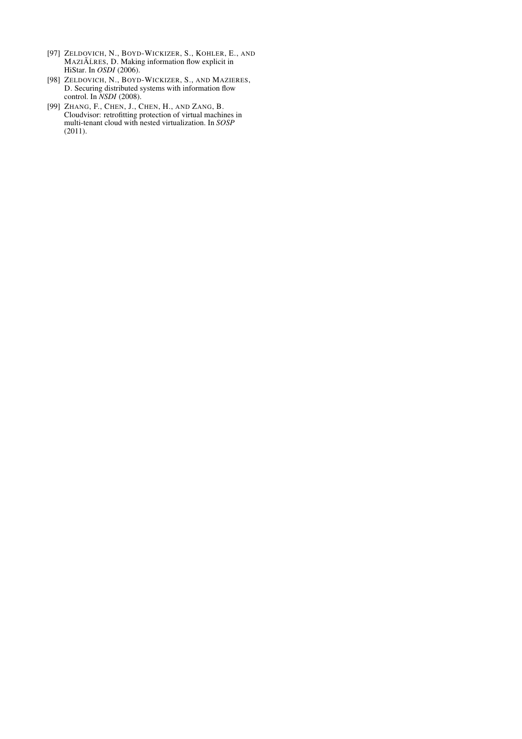[97] ZELDOVICH, N., BOYD-WICKIZER, S., KOHLER, E., AND MAZIÃĹRES, D. Making information flow explicit in HiStar. In *OSDI* (2006).

[98] ZELDOVICH, N., BOYD-WICKIZER, S., AND MAZIERES, D. Securing distributed systems with information flow control. In *NSDI* (2008).

[99] ZHANG, F., CHEN, J., CHEN, H., AND ZANG, B. Cloudvisor: retrofitting protection of virtual machines in multi-tenant cloud with nested virtualization. In *SOSP* (2011).